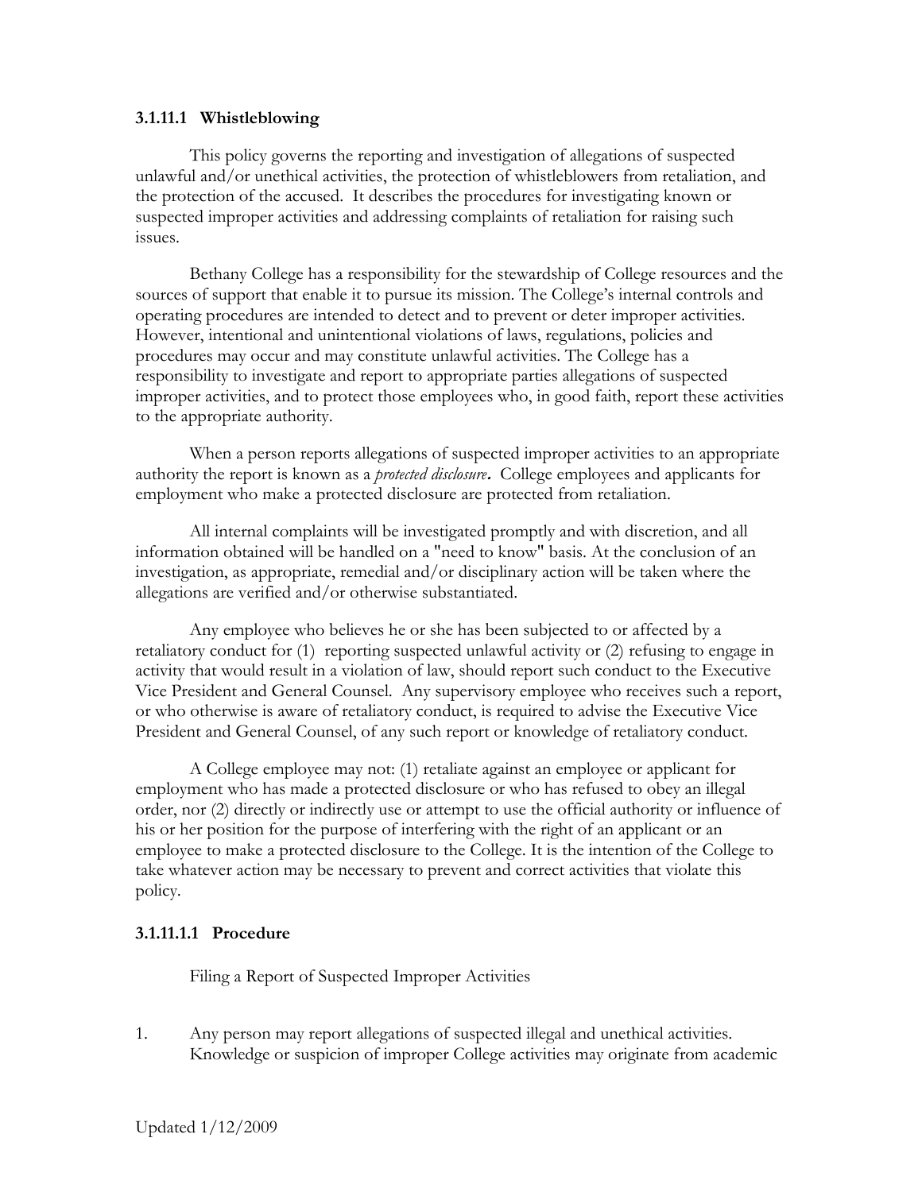### 3.1.11.1 Whistleblowing

This policy governs the reporting and investigation of allegations of suspected unlawful and/or unethical activities, the protection of whistleblowers from retaliation, and the protection of the accused. It describes the procedures for investigating known or suspected improper activities and addressing complaints of retaliation for raising such issues.

Bethany College has a responsibility for the stewardship of College resources and the sources of support that enable it to pursue its mission. The College's internal controls and operating procedures are intended to detect and to prevent or deter improper activities. However, intentional and unintentional violations of laws, regulations, policies and procedures may occur and may constitute unlawful activities. The College has a responsibility to investigate and report to appropriate parties allegations of suspected improper activities, and to protect those employees who, in good faith, report these activities to the appropriate authority.

When a person reports allegations of suspected improper activities to an appropriate authority the report is known as a *protected disclosure***.** College employees and applicants for employment who make a protected disclosure are protected from retaliation.

All internal complaints will be investigated promptly and with discretion, and all information obtained will be handled on a "need to know" basis. At the conclusion of an investigation, as appropriate, remedial and/or disciplinary action will be taken where the allegations are verified and/or otherwise substantiated.

Any employee who believes he or she has been subjected to or affected by a retaliatory conduct for (1) reporting suspected unlawful activity or (2) refusing to engage in activity that would result in a violation of law, should report such conduct to the Executive Vice President and General Counsel. Any supervisory employee who receives such a report, or who otherwise is aware of retaliatory conduct, is required to advise the Executive Vice President and General Counsel, of any such report or knowledge of retaliatory conduct.

A College employee may not: (1) retaliate against an employee or applicant for employment who has made a protected disclosure or who has refused to obey an illegal order, nor (2) directly or indirectly use or attempt to use the official authority or influence of his or her position for the purpose of interfering with the right of an applicant or an employee to make a protected disclosure to the College. It is the intention of the College to take whatever action may be necessary to prevent and correct activities that violate this policy.

#### 3.1.11.1.1 Procedure

Filing a Report of Suspected Improper Activities

1. Any person may report allegations of suspected illegal and unethical activities. Knowledge or suspicion of improper College activities may originate from academic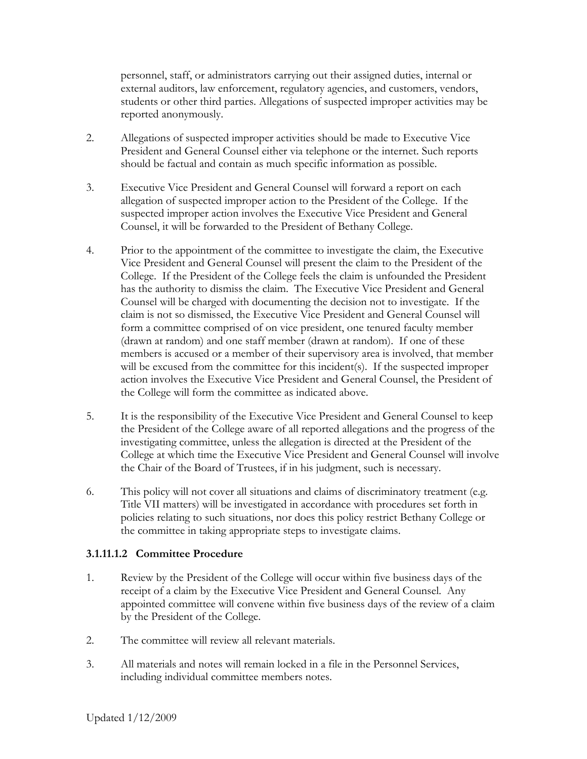personnel, staff, or administrators carrying out their assigned duties, internal or external auditors, law enforcement, regulatory agencies, and customers, vendors, students or other third parties. Allegations of suspected improper activities may be reported anonymously.

2. Allegations of suspected improper activities should be made to Executive Vice President and General Counsel either via telephone or the internet. Such reports should be factual and contain as much specific information as possible.

3. Executive Vice President and General Counsel will forward a report on each allegation of suspected improper action to the President of the College. If the suspected improper action involves the Executive Vice President and General Counsel, it will be forwarded to the President of Bethany College.

4. Prior to the appointment of the committee to investigate the claim, the Executive Vice President and General Counsel will present the claim to the President of the College. If the President of the College feels the claim is unfounded the President has the authority to dismiss the claim. The Executive Vice President and General Counsel will be charged with documenting the decision not to investigate. If the claim is not so dismissed, the Executive Vice President and General Counsel will form a committee comprised of on vice president, one tenured faculty member (drawn at random) and one staff member (drawn at random). If one of these members is accused or a member of their supervisory area is involved, that member will be excused from the committee for this incident(s). If the suspected improper action involves the Executive Vice President and General Counsel, the President of the College will form the committee as indicated above.

5. It is the responsibility of the Executive Vice President and General Counsel to keep the President of the College aware of all reported allegations and the progress of the investigating committee, unless the allegation is directed at the President of the College at which time the Executive Vice President and General Counsel will involve the Chair of the Board of Trustees, if in his judgment, such is necessary.

6. This policy will not cover all situations and claims of discriminatory treatment (e.g. Title VII matters) will be investigated in accordance with procedures set forth in policies relating to such situations, nor does this policy restrict Bethany College or the committee in taking appropriate steps to investigate claims.

### 3.1.11.1.2 Committee Procedure

1. Review by the President of the College will occur within five business days of the receipt of a claim by the Executive Vice President and General Counsel. Any appointed committee will convene within five business days of the review of a claim by the President of the College.

2. The committee will review all relevant materials.

3. All materials and notes will remain locked in a file in the Personnel Services, including individual committee members notes.

Updated 1/12/2009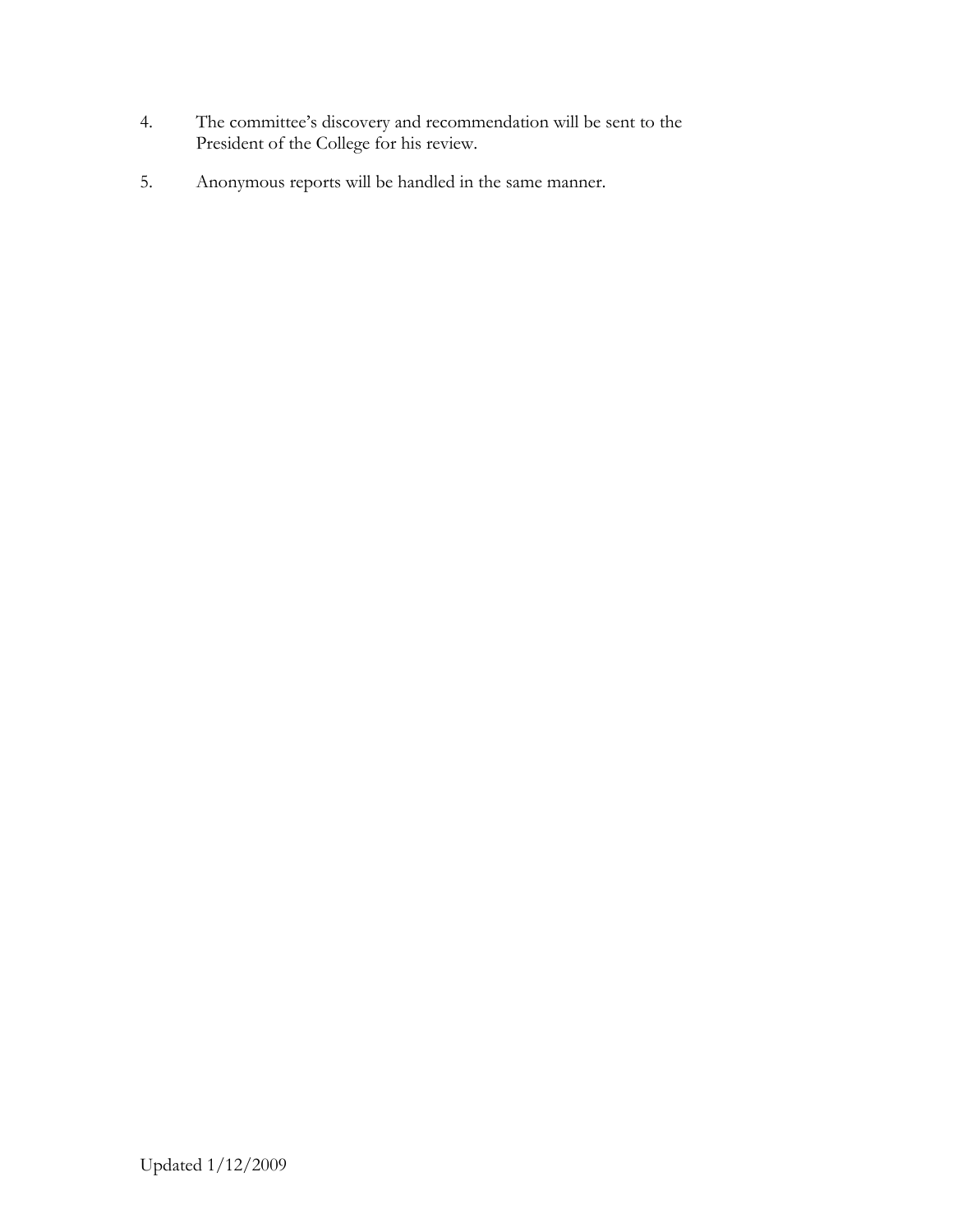4. The committee's discovery and recommendation will be sent to the President of the College for his review.

5. Anonymous reports will be handled in the same manner.

Updated 1/12/2009